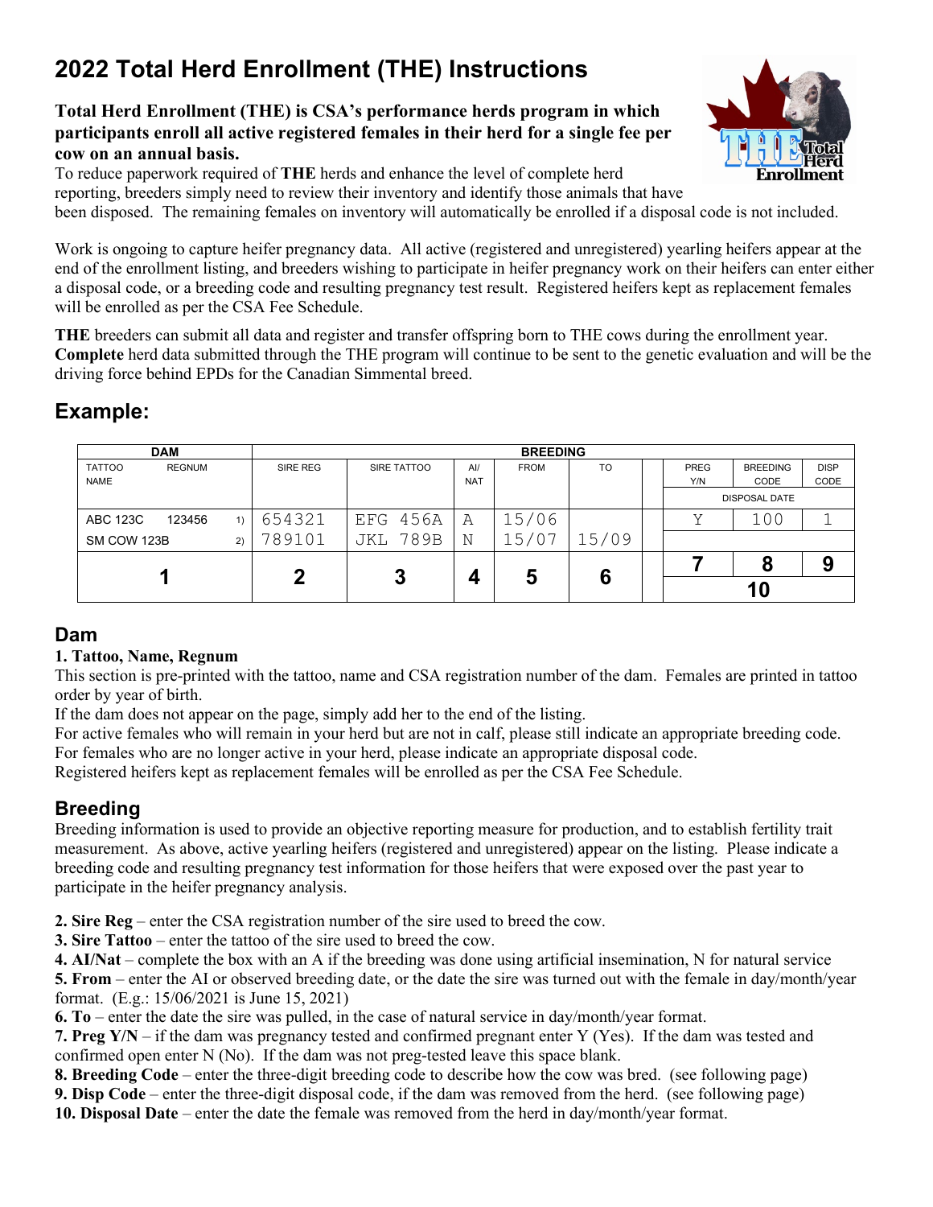# 2022 Total Herd Enrollment (THE) Instructions

**Total Herd Enrollment (THE) is CSA's performance herds program in which participants enroll all active registered females in their herd for a single fee per cow on an annual basis.**

To reduce paperwork required of **THE** herds and enhance the level of complete herd reporting, breeders simply need to review their inventory and identify those animals that have been disposed. The remaining females on inventory will automatically be enrolled if a disposal code is not included.

Work is ongoing to capture heifer pregnancy data. All active (registered and unregistered) yearling heifers appear at the end of the enrollment listing, and breeders wishing to participate in heifer pregnancy work on their heifers can enter either a disposal code, or a breeding code and resulting pregnancy test result. Registered heifers kept as replacement females will be enrolled as per the CSA Fee Schedule.

**THE** breeders can submit all data and register and transfer offspring born to THE cows during the enrollment year. **Complete** herd data submitted through the THE program will continue to be sent to the genetic evaluation and will be the driving force behind EPDs for the Canadian Simmental breed.

## Example:

| DAM | | | BREEDING | | | | | | | | |
|---|---|---|---|---|---|---|---|---|---|---|---|
| TATTOO NAME | REGNUM | | SIRE REG | SIRE TATTOO | AI/ NAT | FROM | TO | | PREG Y/N | BREEDING CODE | DISP CODE |
| | | | | | | | | | DISPOSAL DATE | | |
| ABC 123C | 123456 | 1) | 654321 | EFG 456A | A | 15/06 | | | Y | 100 | 1 |
| SM COW 123B | | 2) | 789101 | JKL 789B | N | 15/07 | 15/09 | | | | |
| 1 | | | 2 | 3 | 4 | 5 | 6 | | 7 | 8 | 9 |
| | | | | | | | | | 10 | | |

## Dam

**1. Tattoo, Name, Regnum**

This section is pre-printed with the tattoo, name and CSA registration number of the dam. Females are printed in tattoo order by year of birth.

If the dam does not appear on the page, simply add her to the end of the listing.

For active females who will remain in your herd but are not in calf, please still indicate an appropriate breeding code.

For females who are no longer active in your herd, please indicate an appropriate disposal code.

Registered heifers kept as replacement females will be enrolled as per the CSA Fee Schedule.

## Breeding

Breeding information is used to provide an objective reporting measure for production, and to establish fertility trait measurement. As above, active yearling heifers (registered and unregistered) appear on the listing. Please indicate a breeding code and resulting pregnancy test information for those heifers that were exposed over the past year to participate in the heifer pregnancy analysis.

**2. Sire Reg** – enter the CSA registration number of the sire used to breed the cow.
**3. Sire Tattoo** – enter the tattoo of the sire used to breed the cow.
**4. AI/Nat** – complete the box with an A if the breeding was done using artificial insemination, N for natural service
**5. From** – enter the AI or observed breeding date, or the date the sire was turned out with the female in day/month/year format. (E.g.: 15/06/2021 is June 15, 2021)
**6. To** – enter the date the sire was pulled, in the case of natural service in day/month/year format.
**7. Preg Y/N** – if the dam was pregnancy tested and confirmed pregnant enter Y (Yes). If the dam was tested and confirmed open enter N (No). If the dam was not preg-tested leave this space blank.
**8. Breeding Code** – enter the three-digit breeding code to describe how the cow was bred. (see following page)
**9. Disp Code** – enter the three-digit disposal code, if the dam was removed from the herd. (see following page)
**10. Disposal Date** – enter the date the female was removed from the herd in day/month/year format.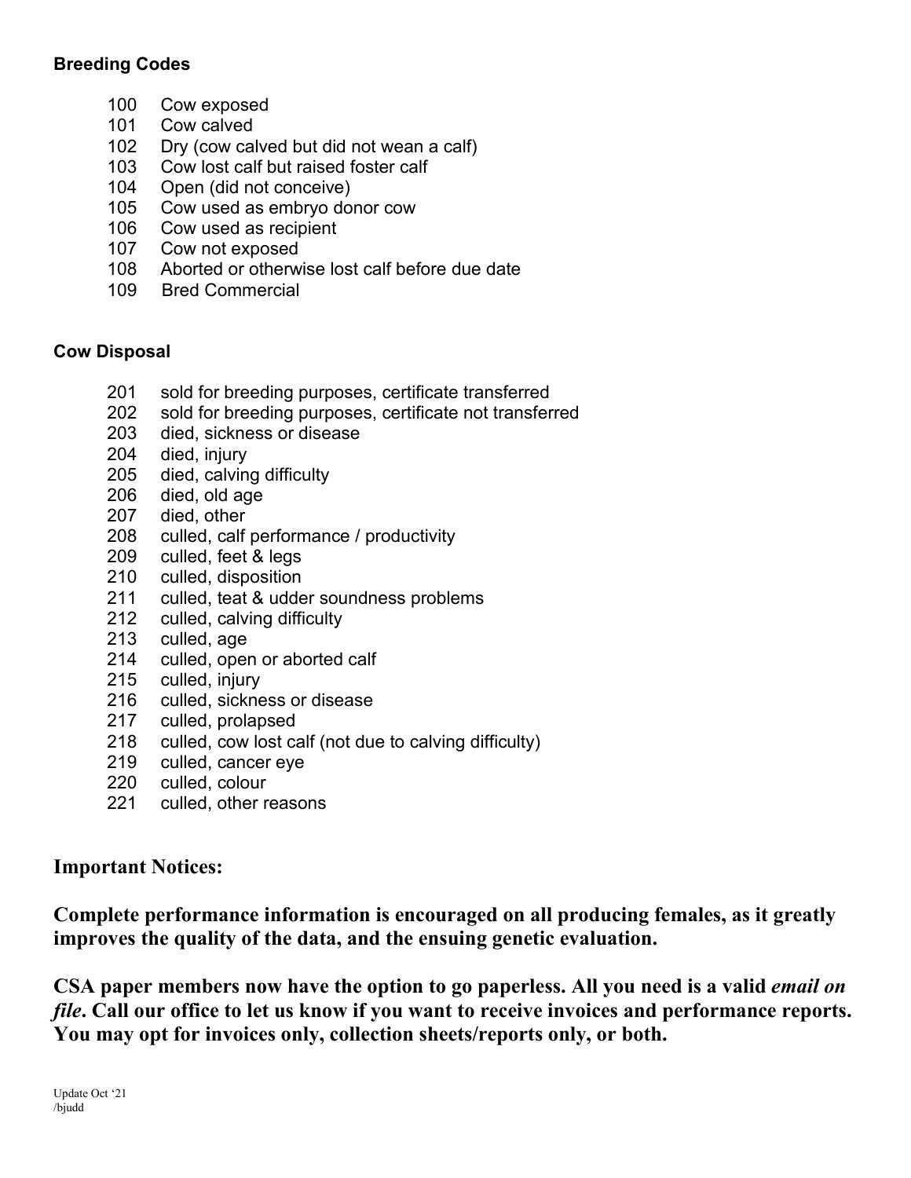**Breeding Codes**

100 Cow exposed
101 Cow calved
102 Dry (cow calved but did not wean a calf)
103 Cow lost calf but raised foster calf
104 Open (did not conceive)
105 Cow used as embryo donor cow
106 Cow used as recipient
107 Cow not exposed
108 Aborted or otherwise lost calf before due date
109 Bred Commercial

**Cow Disposal**

201 sold for breeding purposes, certificate transferred
202 sold for breeding purposes, certificate not transferred
203 died, sickness or disease
204 died, injury
205 died, calving difficulty
206 died, old age
207 died, other
208 culled, calf performance / productivity
209 culled, feet & legs
210 culled, disposition
211 culled, teat & udder soundness problems
212 culled, calving difficulty
213 culled, age
214 culled, open or aborted calf
215 culled, injury
216 culled, sickness or disease
217 culled, prolapsed
218 culled, cow lost calf (not due to calving difficulty)
219 culled, cancer eye
220 culled, colour
221 culled, other reasons

## Important Notices:

**Complete performance information is encouraged on all producing females, as it greatly improves the quality of the data, and the ensuing genetic evaluation.**

**CSA paper members now have the option to go paperless. All you need is a valid *email on file*. Call our office to let us know if you want to receive invoices and performance reports. You may opt for invoices only, collection sheets/reports only, or both.**

Update Oct '21
/bjudd